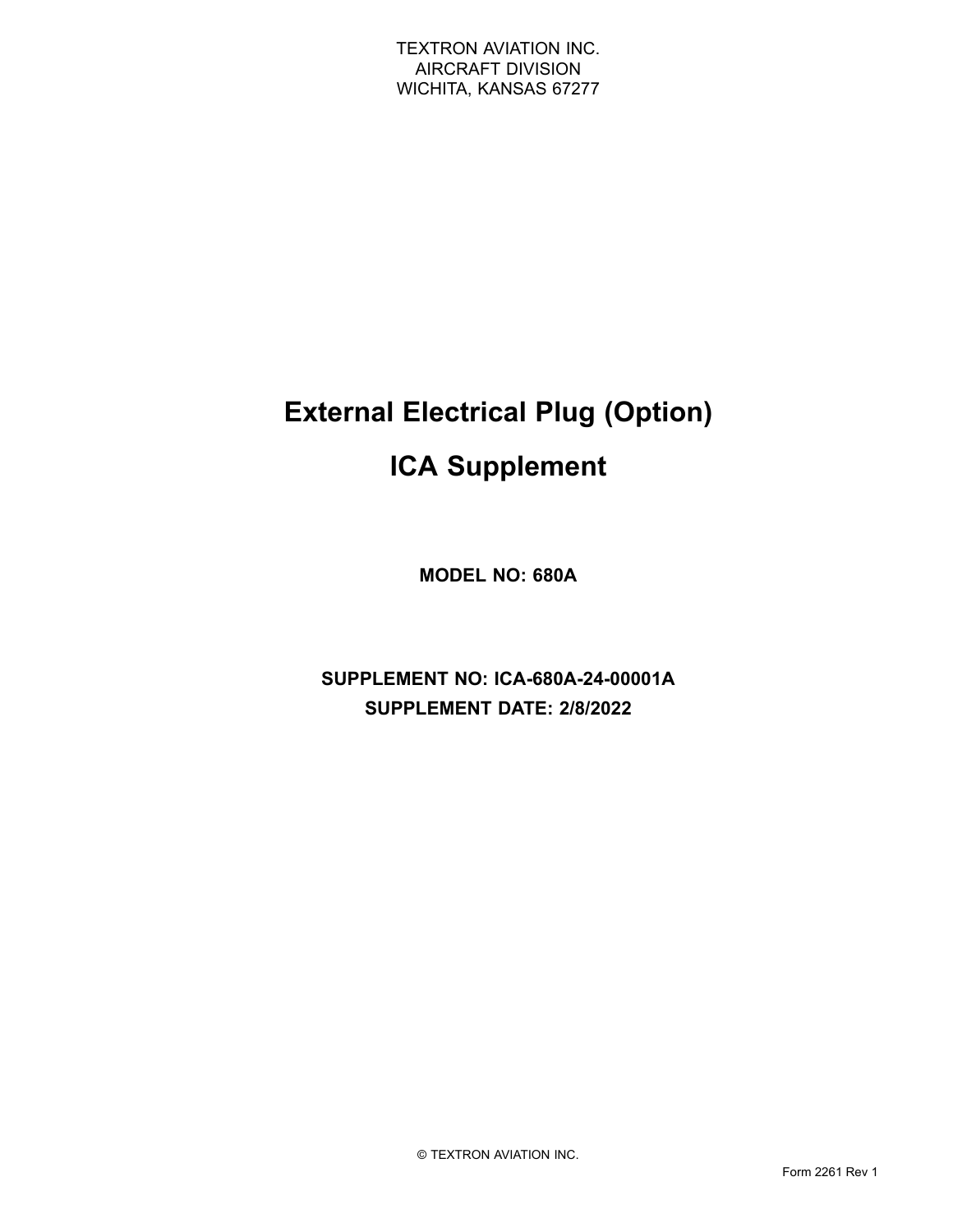TEXTRON AVIATION INC.
AIRCRAFT DIVISION
WICHITA, KANSAS 67277

# External Electrical Plug (Option)

# ICA Supplement

**MODEL NO: 680A**

**SUPPLEMENT NO: ICA-680A-24-00001A**

**SUPPLEMENT DATE: 2/8/2022**

© TEXTRON AVIATION INC.

Form 2261 Rev 1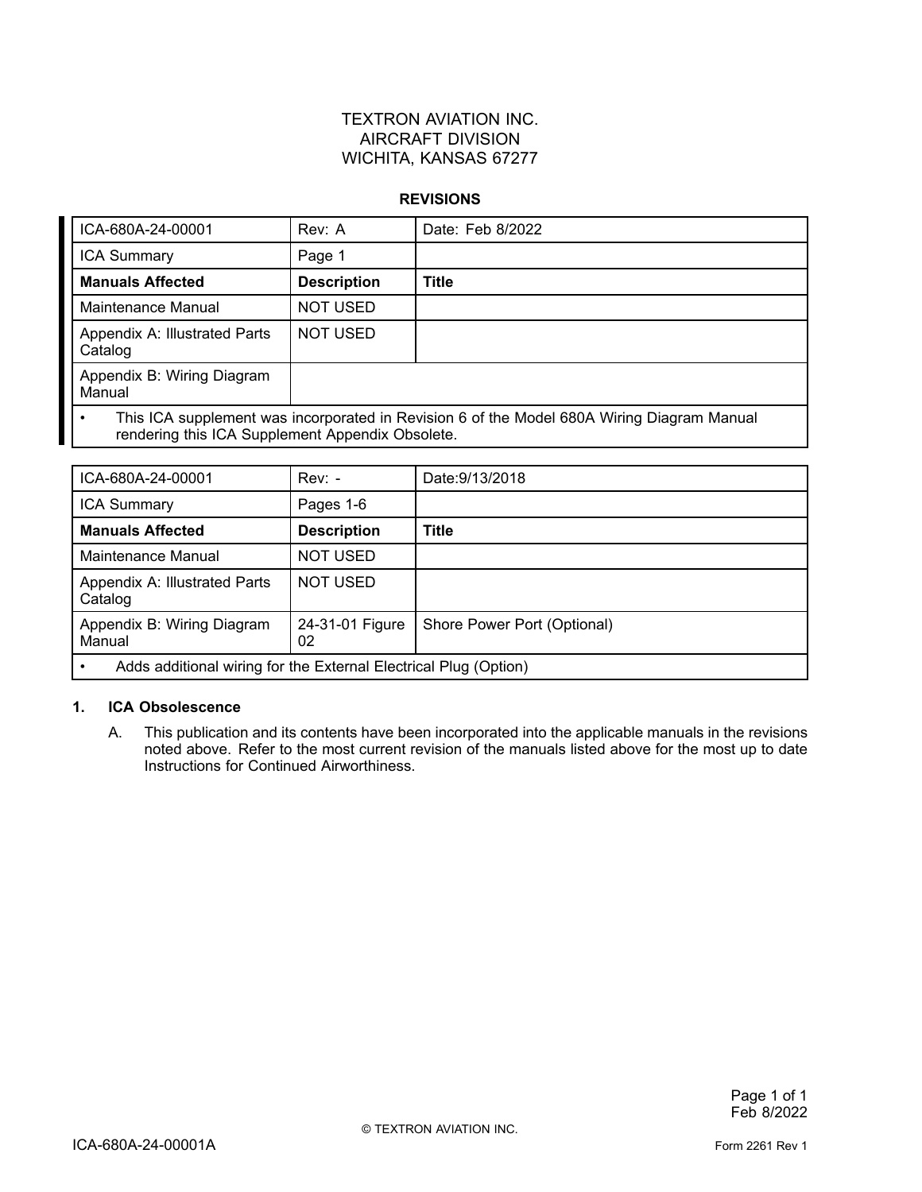TEXTRON AVIATION INC.
AIRCRAFT DIVISION
WICHITA, KANSAS 67277

## REVISIONS

| ICA-680A-24-00001 | Rev: A | Date: Feb 8/2022 |
|---|---|---|
| ICA Summary | Page 1 | |
| **Manuals Affected** | **Description** | **Title** |
| Maintenance Manual | NOT USED | |
| Appendix A: Illustrated Parts Catalog | NOT USED | |
| Appendix B: Wiring Diagram Manual | | |
| • This ICA supplement was incorporated in Revision 6 of the Model 680A Wiring Diagram Manual rendering this ICA Supplement Appendix Obsolete. | | |

| ICA-680A-24-00001 | Rev: - | Date:9/13/2018 |
|---|---|---|
| ICA Summary | Pages 1-6 | |
| **Manuals Affected** | **Description** | **Title** |
| Maintenance Manual | NOT USED | |
| Appendix A: Illustrated Parts Catalog | NOT USED | |
| Appendix B: Wiring Diagram Manual | 24-31-01 Figure 02 | Shore Power Port (Optional) |
| • Adds additional wiring for the External Electrical Plug (Option) | | |

1. **ICA Obsolescence**

   A. This publication and its contents have been incorporated into the applicable manuals in the revisions noted above. Refer to the most current revision of the manuals listed above for the most up to date Instructions for Continued Airworthiness.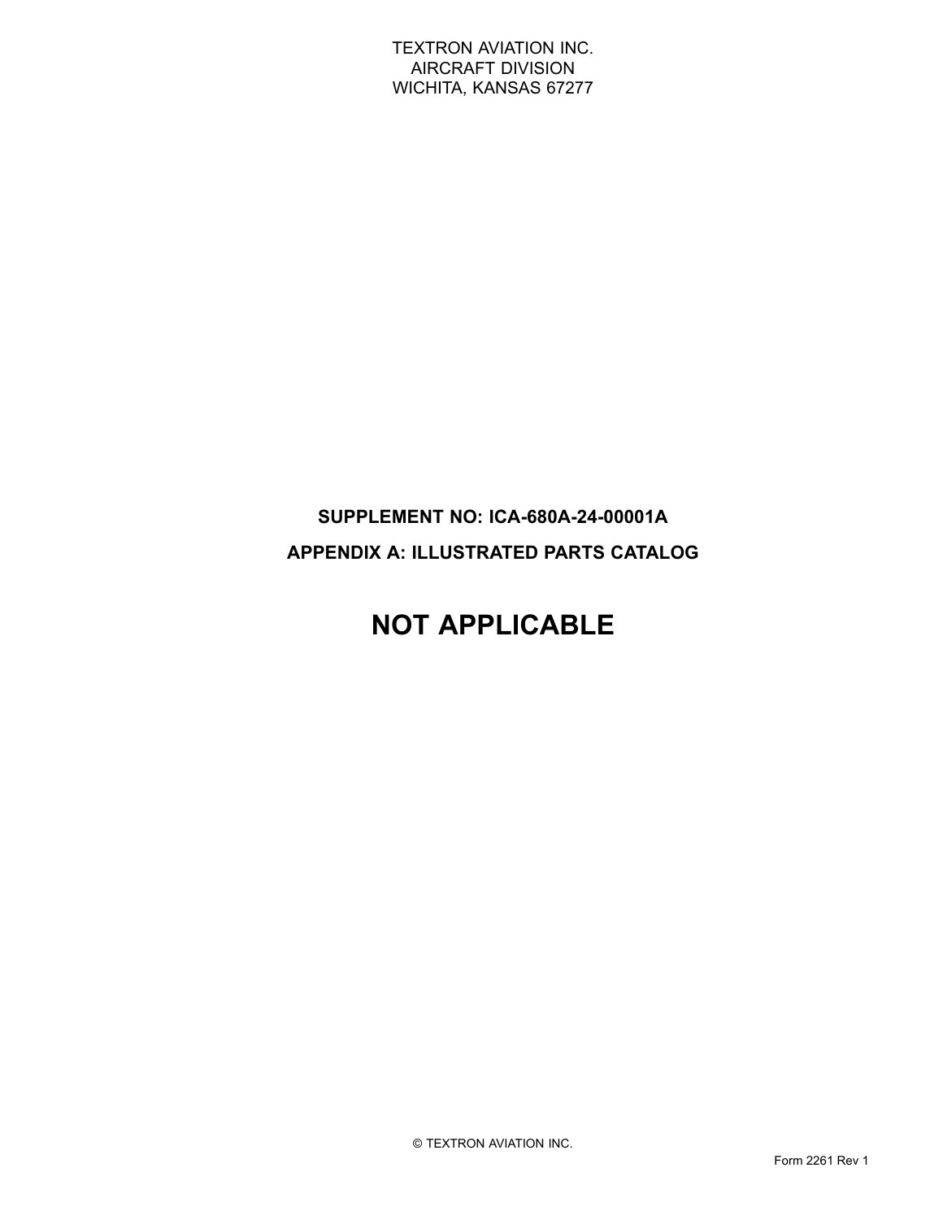TEXTRON AVIATION INC.
AIRCRAFT DIVISION
WICHITA, KANSAS 67277

**SUPPLEMENT NO: ICA-680A-24-00001A**

**APPENDIX A: ILLUSTRATED PARTS CATALOG**

# NOT APPLICABLE

© TEXTRON AVIATION INC.

Form 2261 Rev 1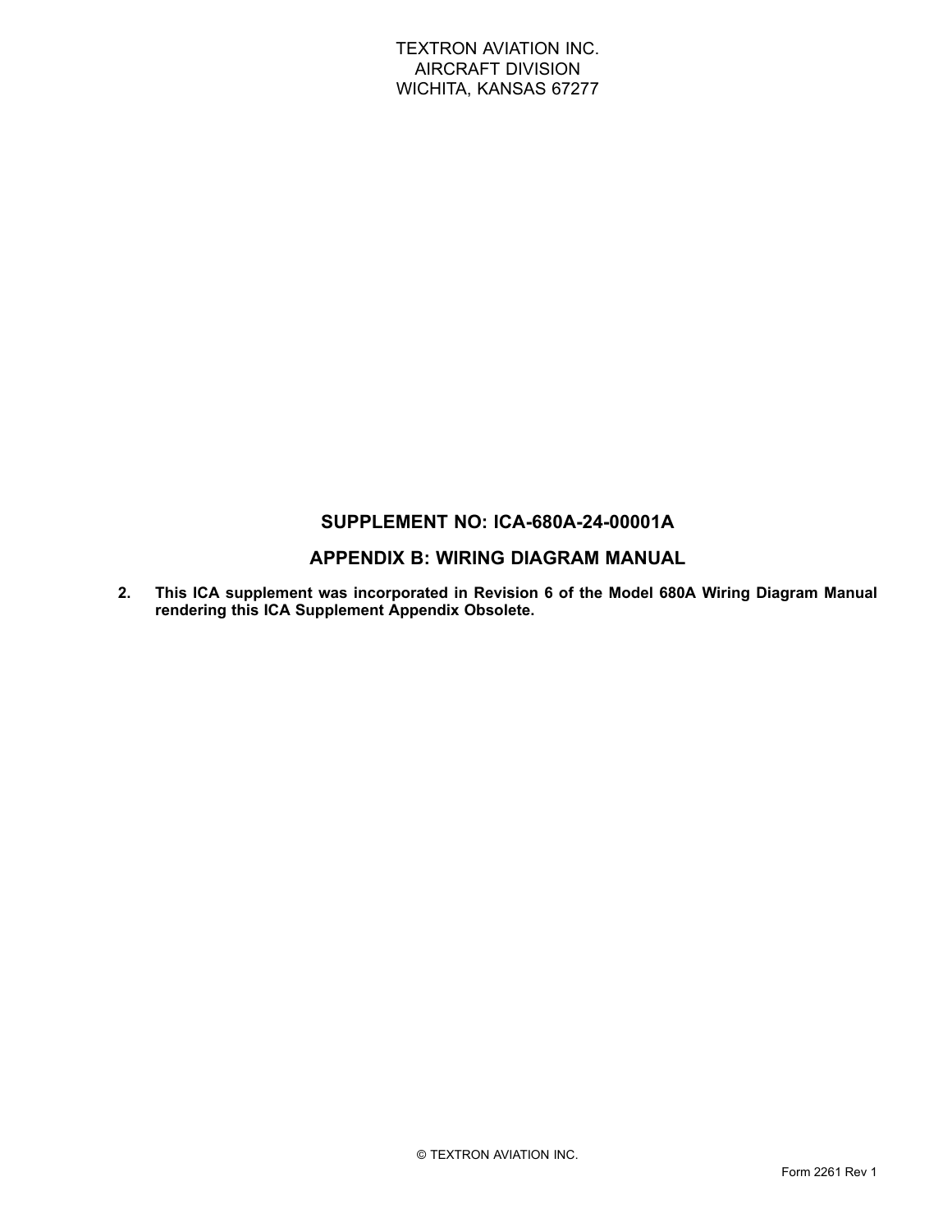TEXTRON AVIATION INC.
AIRCRAFT DIVISION
WICHITA, KANSAS 67277

## SUPPLEMENT NO: ICA-680A-24-00001A

## APPENDIX B: WIRING DIAGRAM MANUAL

2. **This ICA supplement was incorporated in Revision 6 of the Model 680A Wiring Diagram Manual rendering this ICA Supplement Appendix Obsolete.**

© TEXTRON AVIATION INC.

Form 2261 Rev 1